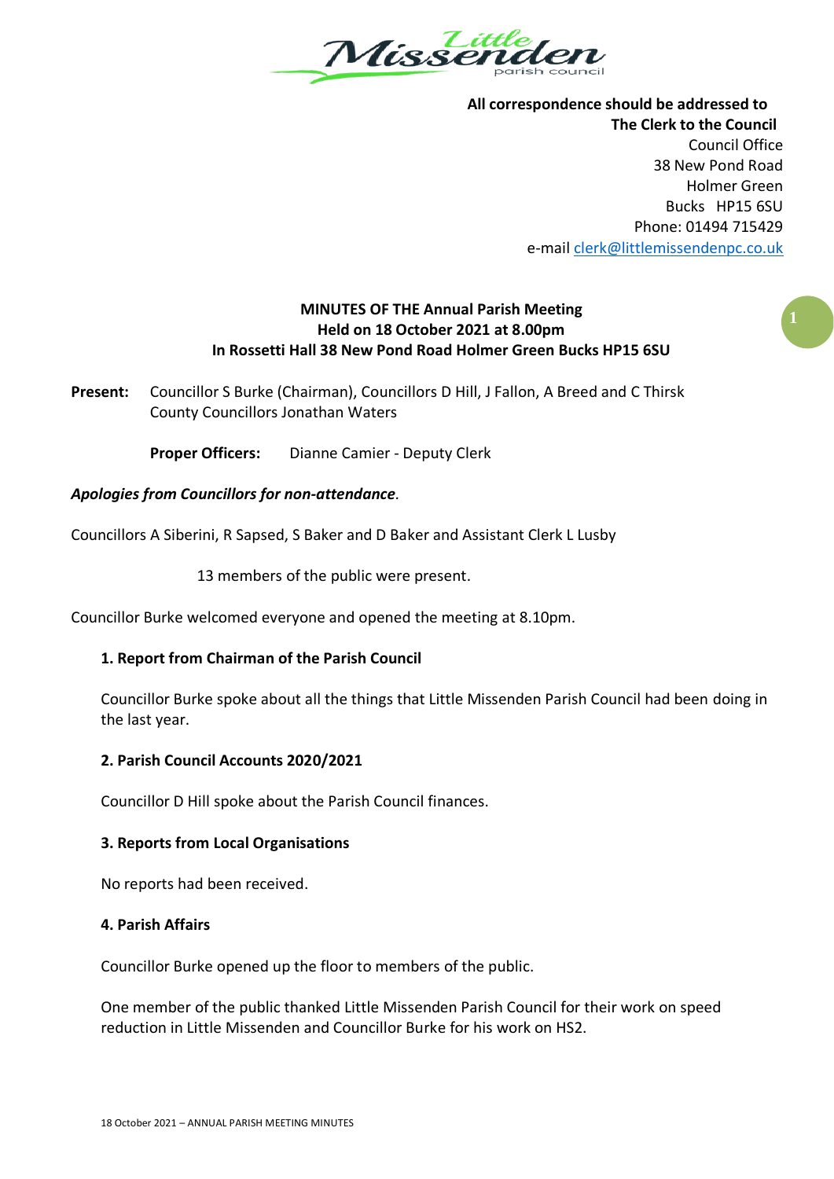Little Missenden parish council

**All correspondence should be addressed to**
**The Clerk to the Council**
Council Office
38 New Pond Road
Holmer Green
Bucks HP15 6SU
Phone: 01494 715429
e-mail clerk@littlemissendenpc.co.uk

**MINUTES OF THE Annual Parish Meeting**
**Held on 18 October 2021 at 8.00pm**
**In Rossetti Hall 38 New Pond Road Holmer Green Bucks HP15 6SU**

**Present:** Councillor S Burke (Chairman), Councillors D Hill, J Fallon, A Breed and C Thirsk
County Councillors Jonathan Waters

**Proper Officers:** Dianne Camier - Deputy Clerk

***Apologies from Councillors for non-attendance.***

Councillors A Siberini, R Sapsed, S Baker and D Baker and Assistant Clerk L Lusby

13 members of the public were present.

Councillor Burke welcomed everyone and opened the meeting at 8.10pm.

**1. Report from Chairman of the Parish Council**

Councillor Burke spoke about all the things that Little Missenden Parish Council had been doing in the last year.

**2. Parish Council Accounts 2020/2021**

Councillor D Hill spoke about the Parish Council finances.

**3. Reports from Local Organisations**

No reports had been received.

**4. Parish Affairs**

Councillor Burke opened up the floor to members of the public.

One member of the public thanked Little Missenden Parish Council for their work on speed reduction in Little Missenden and Councillor Burke for his work on HS2.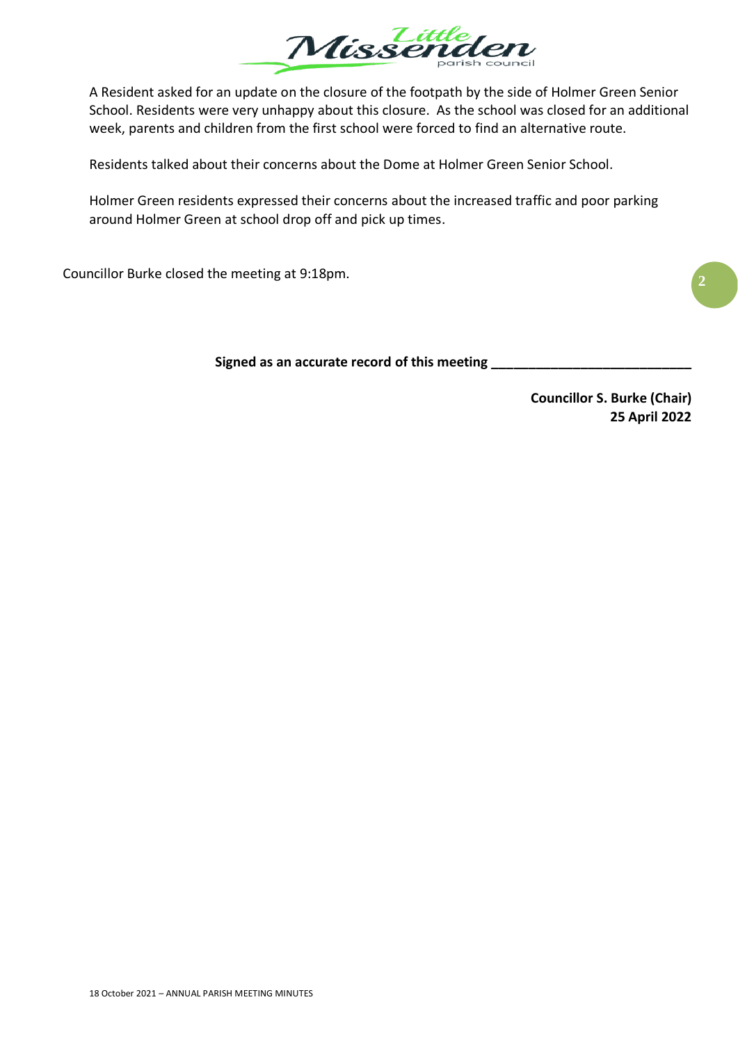A Resident asked for an update on the closure of the footpath by the side of Holmer Green Senior School. Residents were very unhappy about this closure. As the school was closed for an additional week, parents and children from the first school were forced to find an alternative route.

Residents talked about their concerns about the Dome at Holmer Green Senior School.

Holmer Green residents expressed their concerns about the increased traffic and poor parking around Holmer Green at school drop off and pick up times.

Councillor Burke closed the meeting at 9:18pm.

**Signed as an accurate record of this meeting ___________________________**

**Councillor S. Burke (Chair)**
**25 April 2022**